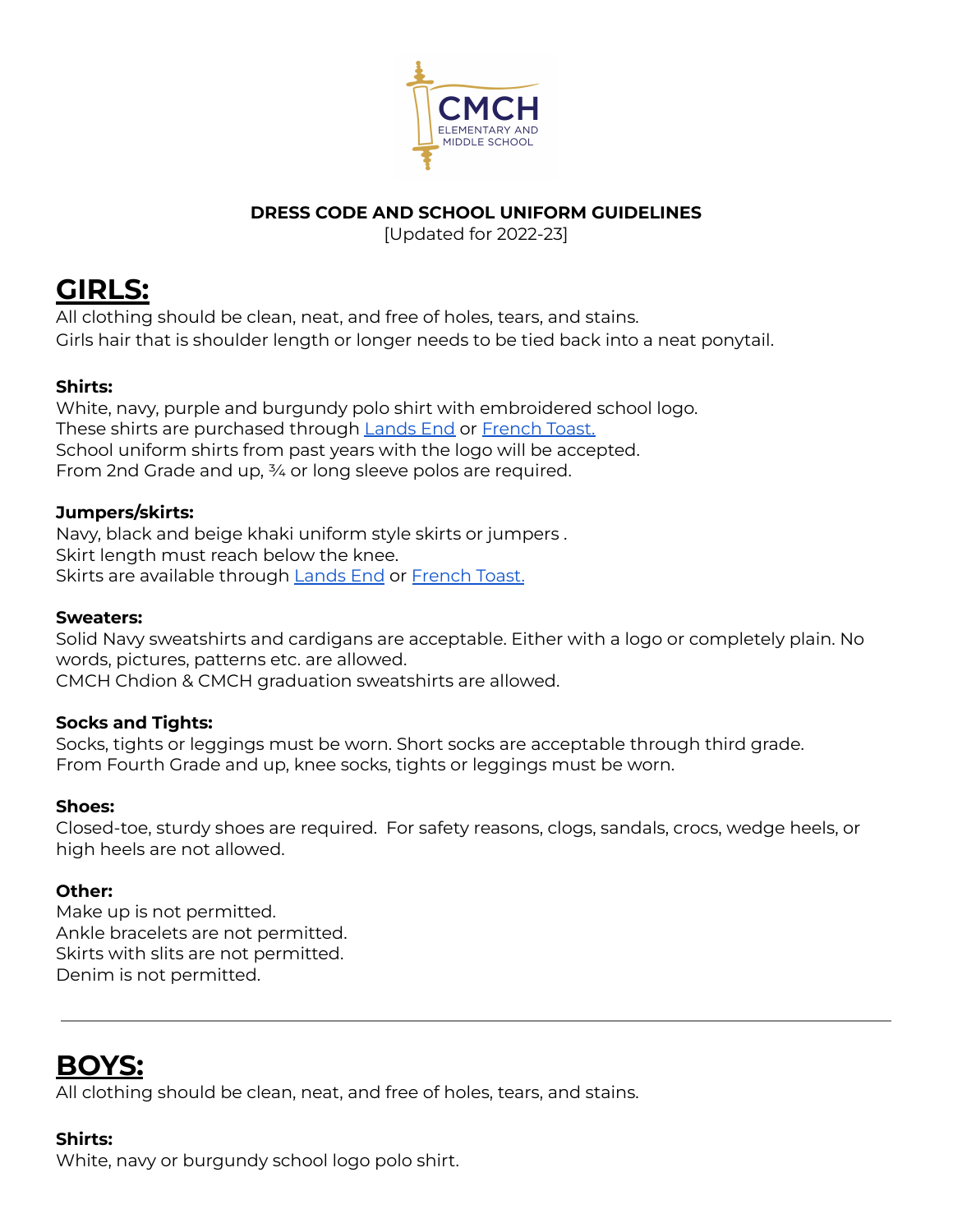**DRESS CODE AND SCHOOL UNIFORM GUIDELINES**

[Updated for 2022-23]

# GIRLS:

All clothing should be clean, neat, and free of holes, tears, and stains.
Girls hair that is shoulder length or longer needs to be tied back into a neat ponytail.

**Shirts:**

White, navy, purple and burgundy polo shirt with embroidered school logo.
These shirts are purchased through Lands End or French Toast.
School uniform shirts from past years with the logo will be accepted.
From 2nd Grade and up, ¾ or long sleeve polos are required.

**Jumpers/skirts:**

Navy, black and beige khaki uniform style skirts or jumpers .
Skirt length must reach below the knee.
Skirts are available through Lands End or French Toast.

**Sweaters:**

Solid Navy sweatshirts and cardigans are acceptable. Either with a logo or completely plain. No words, pictures, patterns etc. are allowed.
CMCH Chdion & CMCH graduation sweatshirts are allowed.

**Socks and Tights:**

Socks, tights or leggings must be worn. Short socks are acceptable through third grade.
From Fourth Grade and up, knee socks, tights or leggings must be worn.

**Shoes:**

Closed-toe, sturdy shoes are required. For safety reasons, clogs, sandals, crocs, wedge heels, or high heels are not allowed.

**Other:**

Make up is not permitted.
Ankle bracelets are not permitted.
Skirts with slits are not permitted.
Denim is not permitted.

---

# BOYS:

All clothing should be clean, neat, and free of holes, tears, and stains.

**Shirts:**

White, navy or burgundy school logo polo shirt.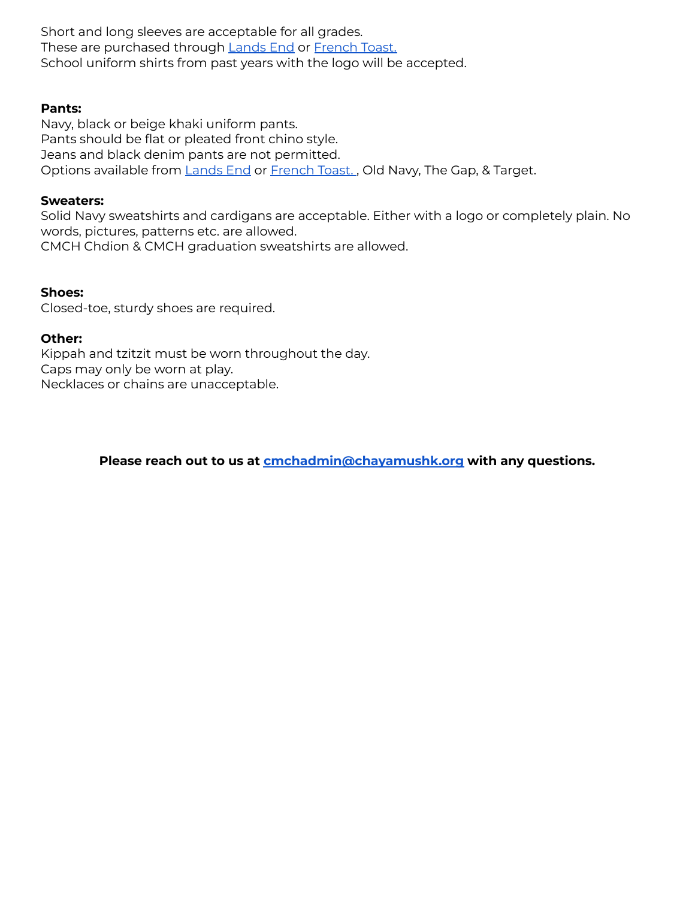Short and long sleeves are acceptable for all grades.
These are purchased through [Lands End]() or [French Toast.]()
School uniform shirts from past years with the logo will be accepted.

**Pants:**
Navy, black or beige khaki uniform pants.
Pants should be flat or pleated front chino style.
Jeans and black denim pants are not permitted.
Options available from [Lands End]() or [French Toast.](), Old Navy, The Gap, & Target.

**Sweaters:**
Solid Navy sweatshirts and cardigans are acceptable. Either with a logo or completely plain. No words, pictures, patterns etc. are allowed.
CMCH Chdion & CMCH graduation sweatshirts are allowed.

**Shoes:**
Closed-toe, sturdy shoes are required.

**Other:**
Kippah and tzitzit must be worn throughout the day.
Caps may only be worn at play.
Necklaces or chains are unacceptable.

**Please reach out to us at cmchadmin@chayamushk.org with any questions.**